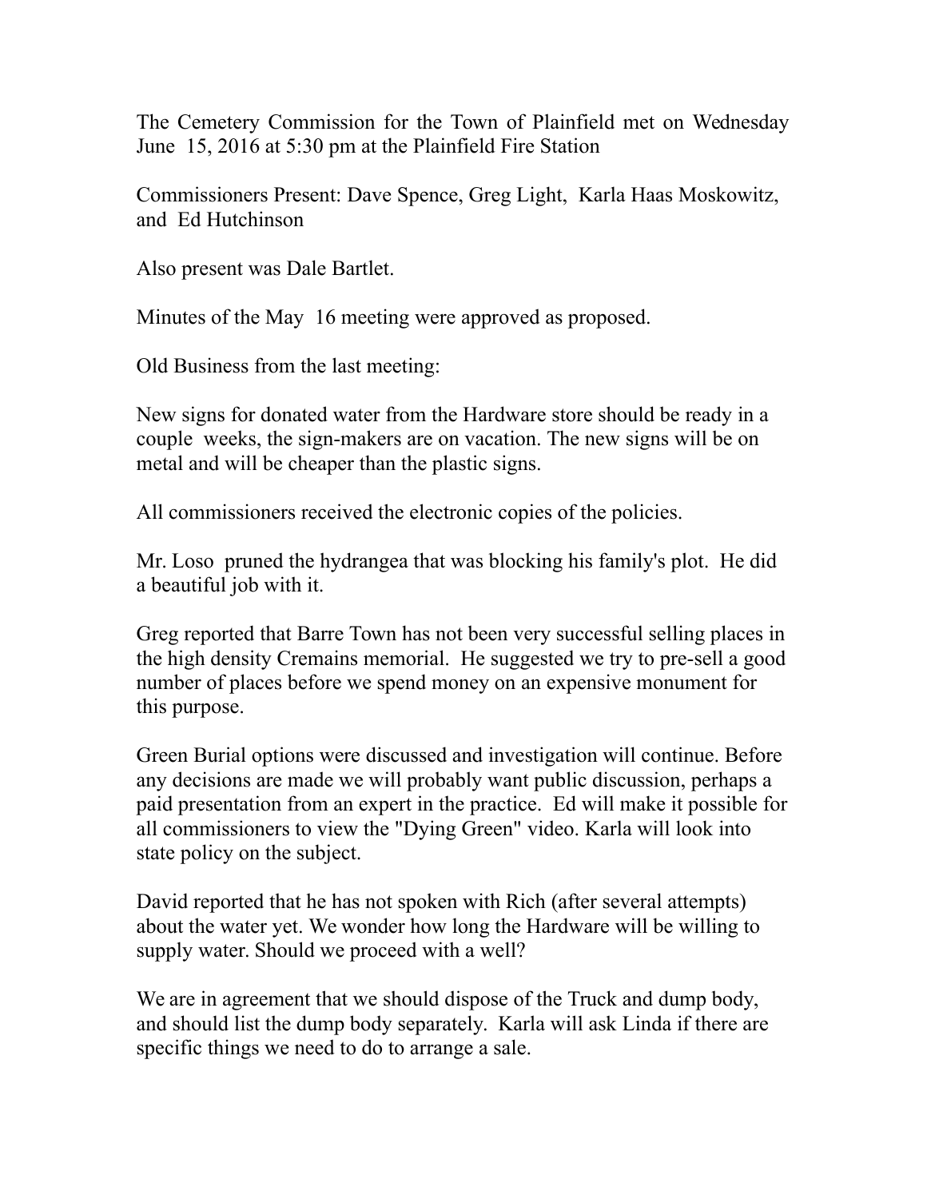The Cemetery Commission for the Town of Plainfield met on Wednesday June 15, 2016 at 5:30 pm at the Plainfield Fire Station

Commissioners Present: Dave Spence, Greg Light, Karla Haas Moskowitz, and Ed Hutchinson

Also present was Dale Bartlet.

Minutes of the May 16 meeting were approved as proposed.

Old Business from the last meeting:

New signs for donated water from the Hardware store should be ready in a couple weeks, the sign-makers are on vacation. The new signs will be on metal and will be cheaper than the plastic signs.

All commissioners received the electronic copies of the policies.

Mr. Loso pruned the hydrangea that was blocking his family's plot. He did a beautiful job with it.

Greg reported that Barre Town has not been very successful selling places in the high density Cremains memorial. He suggested we try to pre-sell a good number of places before we spend money on an expensive monument for this purpose.

Green Burial options were discussed and investigation will continue. Before any decisions are made we will probably want public discussion, perhaps a paid presentation from an expert in the practice. Ed will make it possible for all commissioners to view the "Dying Green" video. Karla will look into state policy on the subject.

David reported that he has not spoken with Rich (after several attempts) about the water yet. We wonder how long the Hardware will be willing to supply water. Should we proceed with a well?

We are in agreement that we should dispose of the Truck and dump body, and should list the dump body separately. Karla will ask Linda if there are specific things we need to do to arrange a sale.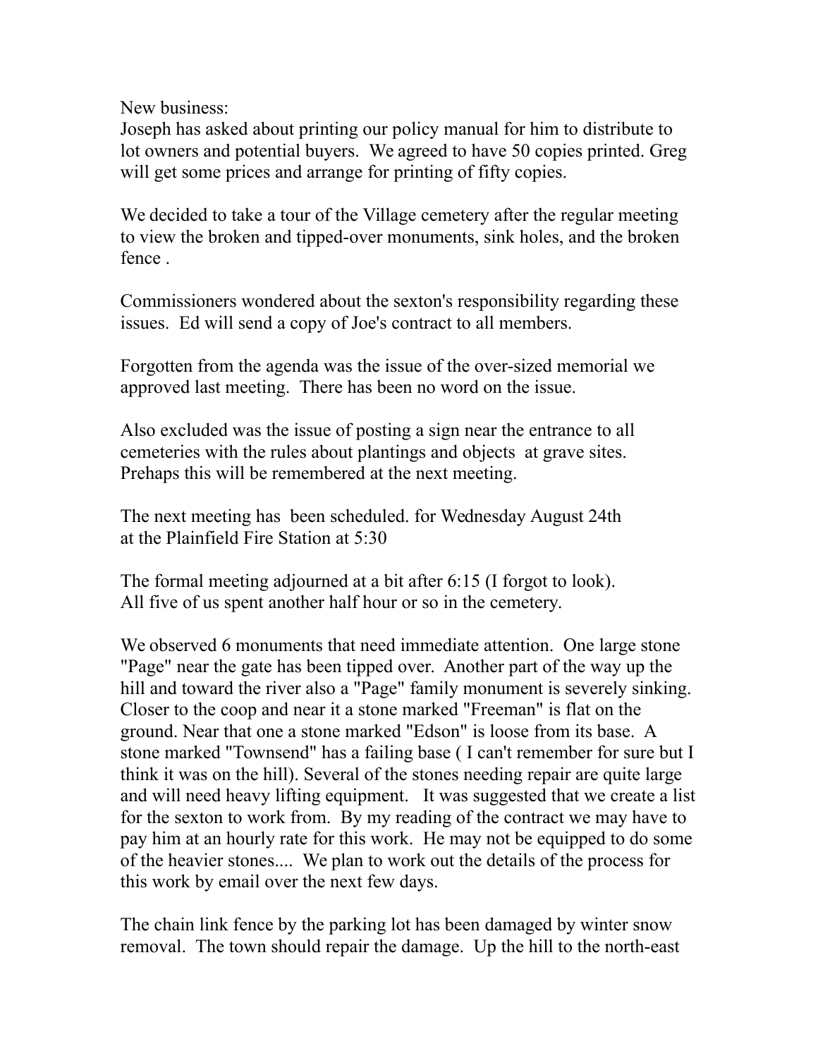New business:
Joseph has asked about printing our policy manual for him to distribute to lot owners and potential buyers. We agreed to have 50 copies printed. Greg will get some prices and arrange for printing of fifty copies.

We decided to take a tour of the Village cemetery after the regular meeting to view the broken and tipped-over monuments, sink holes, and the broken fence .

Commissioners wondered about the sexton's responsibility regarding these issues. Ed will send a copy of Joe's contract to all members.

Forgotten from the agenda was the issue of the over-sized memorial we approved last meeting. There has been no word on the issue.

Also excluded was the issue of posting a sign near the entrance to all cemeteries with the rules about plantings and objects at grave sites. Prehaps this will be remembered at the next meeting.

The next meeting has been scheduled. for Wednesday August 24th at the Plainfield Fire Station at 5:30

The formal meeting adjourned at a bit after 6:15 (I forgot to look). All five of us spent another half hour or so in the cemetery.

We observed 6 monuments that need immediate attention. One large stone "Page" near the gate has been tipped over. Another part of the way up the hill and toward the river also a "Page" family monument is severely sinking. Closer to the coop and near it a stone marked "Freeman" is flat on the ground. Near that one a stone marked "Edson" is loose from its base. A stone marked "Townsend" has a failing base ( I can't remember for sure but I think it was on the hill). Several of the stones needing repair are quite large and will need heavy lifting equipment. It was suggested that we create a list for the sexton to work from. By my reading of the contract we may have to pay him at an hourly rate for this work. He may not be equipped to do some of the heavier stones.... We plan to work out the details of the process for this work by email over the next few days.

The chain link fence by the parking lot has been damaged by winter snow removal. The town should repair the damage. Up the hill to the north-east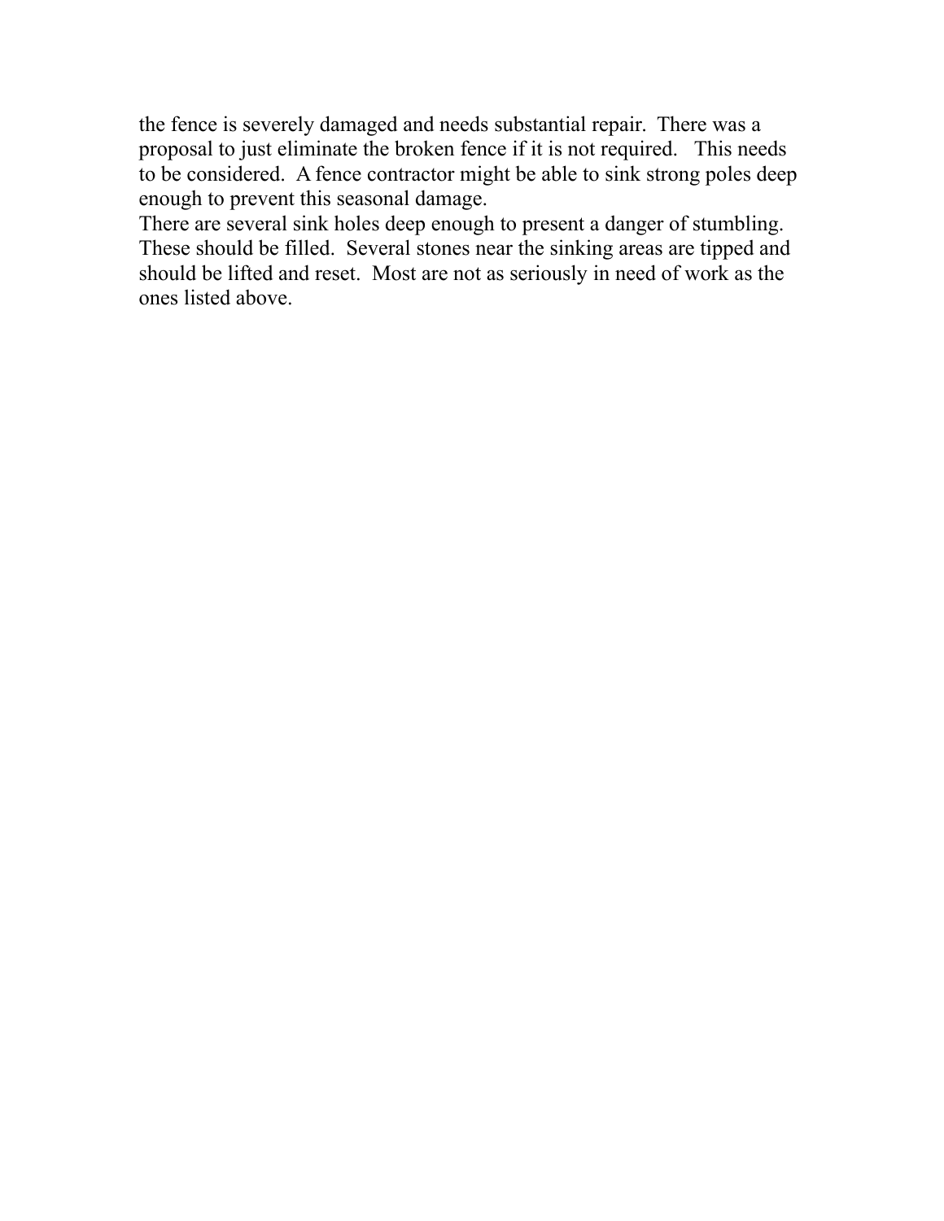the fence is severely damaged and needs substantial repair. There was a proposal to just eliminate the broken fence if it is not required. This needs to be considered. A fence contractor might be able to sink strong poles deep enough to prevent this seasonal damage.

There are several sink holes deep enough to present a danger of stumbling. These should be filled. Several stones near the sinking areas are tipped and should be lifted and reset. Most are not as seriously in need of work as the ones listed above.